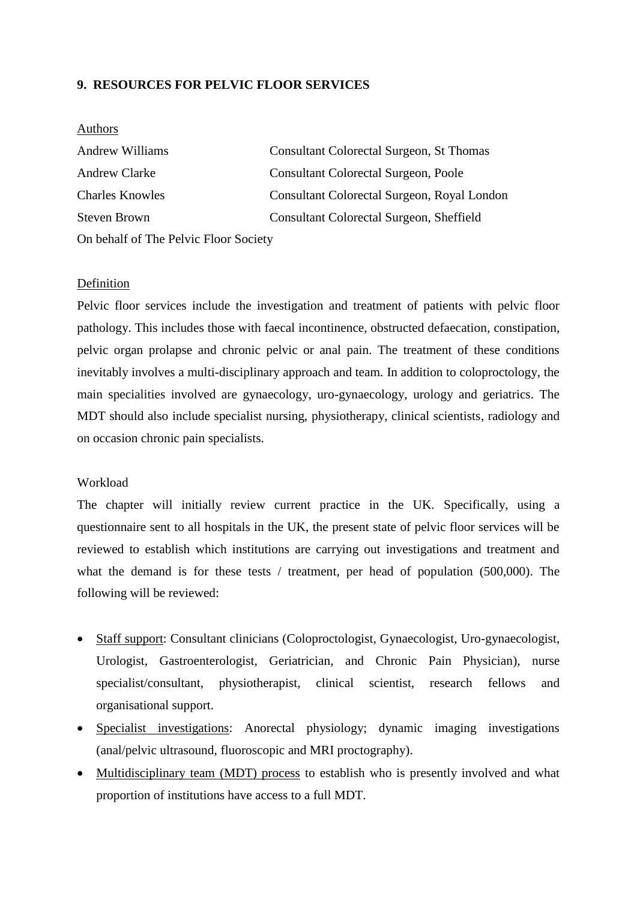## 9. RESOURCES FOR PELVIC FLOOR SERVICES

Authors

| | |
|---|---|
| Andrew Williams | Consultant Colorectal Surgeon, St Thomas |
| Andrew Clarke | Consultant Colorectal Surgeon, Poole |
| Charles Knowles | Consultant Colorectal Surgeon, Royal London |
| Steven Brown | Consultant Colorectal Surgeon, Sheffield |

On behalf of The Pelvic Floor Society

Definition

Pelvic floor services include the investigation and treatment of patients with pelvic floor pathology. This includes those with faecal incontinence, obstructed defaecation, constipation, pelvic organ prolapse and chronic pelvic or anal pain. The treatment of these conditions inevitably involves a multi-disciplinary approach and team. In addition to coloproctology, the main specialities involved are gynaecology, uro-gynaecology, urology and geriatrics. The MDT should also include specialist nursing, physiotherapy, clinical scientists, radiology and on occasion chronic pain specialists.

Workload

The chapter will initially review current practice in the UK. Specifically, using a questionnaire sent to all hospitals in the UK, the present state of pelvic floor services will be reviewed to establish which institutions are carrying out investigations and treatment and what the demand is for these tests / treatment, per head of population (500,000). The following will be reviewed:

- Staff support: Consultant clinicians (Coloproctologist, Gynaecologist, Uro-gynaecologist, Urologist, Gastroenterologist, Geriatrician, and Chronic Pain Physician), nurse specialist/consultant, physiotherapist, clinical scientist, research fellows and organisational support.
- Specialist investigations: Anorectal physiology; dynamic imaging investigations (anal/pelvic ultrasound, fluoroscopic and MRI proctography).
- Multidisciplinary team (MDT) process to establish who is presently involved and what proportion of institutions have access to a full MDT.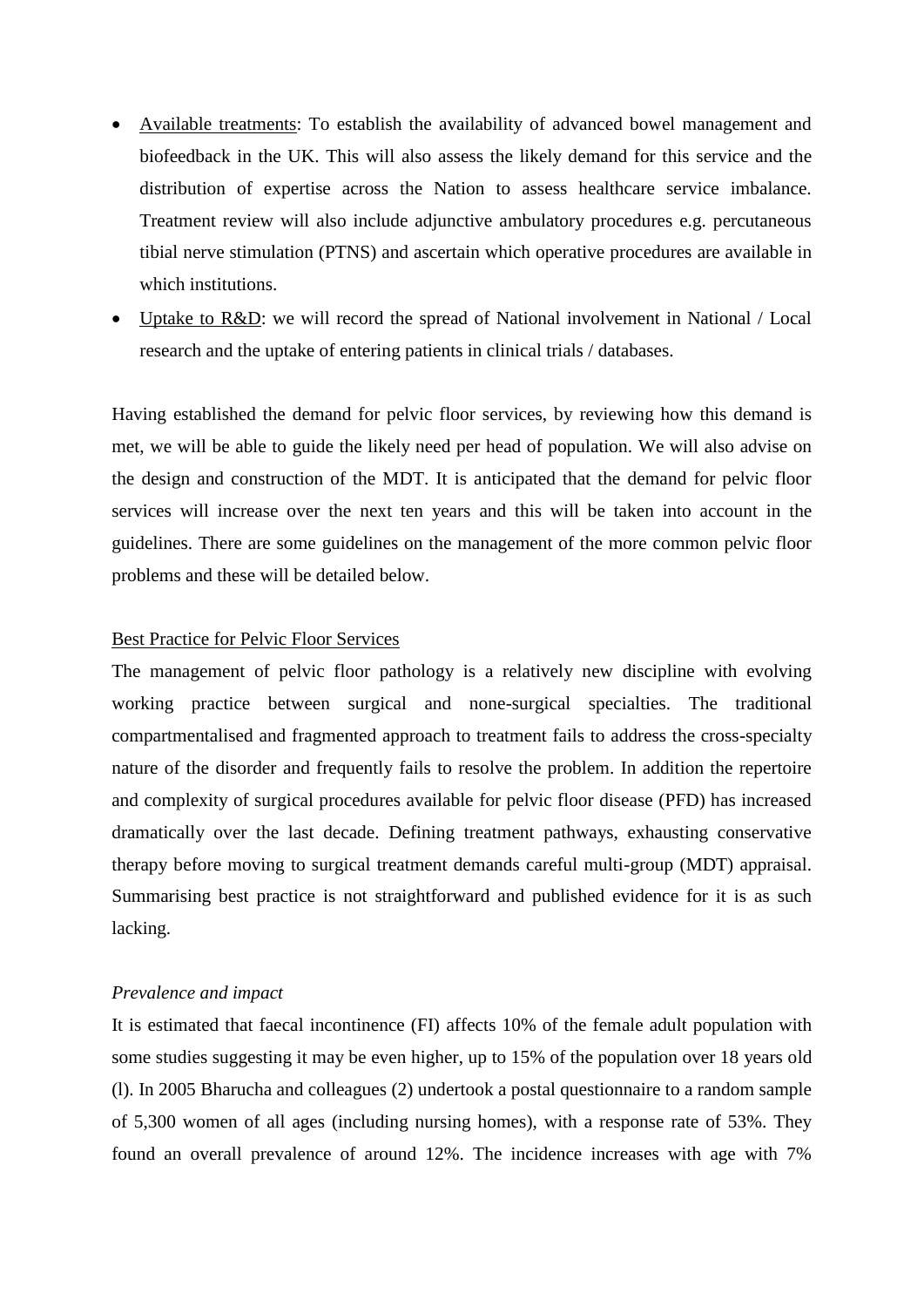- <u>Available treatments</u>: To establish the availability of advanced bowel management and biofeedback in the UK. This will also assess the likely demand for this service and the distribution of expertise across the Nation to assess healthcare service imbalance. Treatment review will also include adjunctive ambulatory procedures e.g. percutaneous tibial nerve stimulation (PTNS) and ascertain which operative procedures are available in which institutions.
- <u>Uptake to R&D</u>: we will record the spread of National involvement in National / Local research and the uptake of entering patients in clinical trials / databases.

Having established the demand for pelvic floor services, by reviewing how this demand is met, we will be able to guide the likely need per head of population. We will also advise on the design and construction of the MDT. It is anticipated that the demand for pelvic floor services will increase over the next ten years and this will be taken into account in the guidelines. There are some guidelines on the management of the more common pelvic floor problems and these will be detailed below.

<u>Best Practice for Pelvic Floor Services</u>

The management of pelvic floor pathology is a relatively new discipline with evolving working practice between surgical and none-surgical specialties. The traditional compartmentalised and fragmented approach to treatment fails to address the cross-specialty nature of the disorder and frequently fails to resolve the problem. In addition the repertoire and complexity of surgical procedures available for pelvic floor disease (PFD) has increased dramatically over the last decade. Defining treatment pathways, exhausting conservative therapy before moving to surgical treatment demands careful multi-group (MDT) appraisal. Summarising best practice is not straightforward and published evidence for it is as such lacking.

*Prevalence and impact*

It is estimated that faecal incontinence (FI) affects 10% of the female adult population with some studies suggesting it may be even higher, up to 15% of the population over 18 years old (l). In 2005 Bharucha and colleagues (2) undertook a postal questionnaire to a random sample of 5,300 women of all ages (including nursing homes), with a response rate of 53%. They found an overall prevalence of around 12%. The incidence increases with age with 7%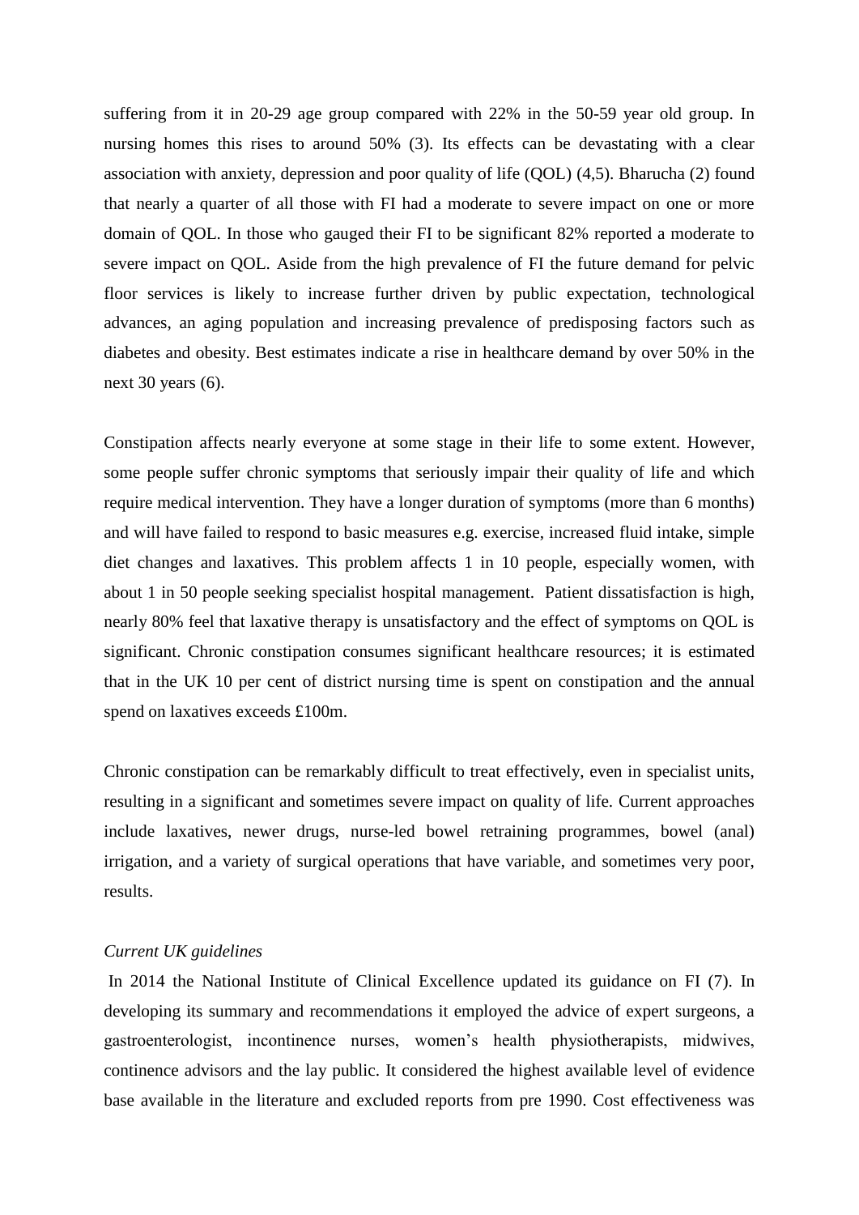suffering from it in 20-29 age group compared with 22% in the 50-59 year old group. In nursing homes this rises to around 50% (3). Its effects can be devastating with a clear association with anxiety, depression and poor quality of life (QOL) (4,5). Bharucha (2) found that nearly a quarter of all those with FI had a moderate to severe impact on one or more domain of QOL. In those who gauged their FI to be significant 82% reported a moderate to severe impact on QOL. Aside from the high prevalence of FI the future demand for pelvic floor services is likely to increase further driven by public expectation, technological advances, an aging population and increasing prevalence of predisposing factors such as diabetes and obesity. Best estimates indicate a rise in healthcare demand by over 50% in the next 30 years (6).

Constipation affects nearly everyone at some stage in their life to some extent. However, some people suffer chronic symptoms that seriously impair their quality of life and which require medical intervention. They have a longer duration of symptoms (more than 6 months) and will have failed to respond to basic measures e.g. exercise, increased fluid intake, simple diet changes and laxatives. This problem affects 1 in 10 people, especially women, with about 1 in 50 people seeking specialist hospital management. Patient dissatisfaction is high, nearly 80% feel that laxative therapy is unsatisfactory and the effect of symptoms on QOL is significant. Chronic constipation consumes significant healthcare resources; it is estimated that in the UK 10 per cent of district nursing time is spent on constipation and the annual spend on laxatives exceeds £100m.

Chronic constipation can be remarkably difficult to treat effectively, even in specialist units, resulting in a significant and sometimes severe impact on quality of life. Current approaches include laxatives, newer drugs, nurse-led bowel retraining programmes, bowel (anal) irrigation, and a variety of surgical operations that have variable, and sometimes very poor, results.

*Current UK guidelines*

In 2014 the National Institute of Clinical Excellence updated its guidance on FI (7). In developing its summary and recommendations it employed the advice of expert surgeons, a gastroenterologist, incontinence nurses, women's health physiotherapists, midwives, continence advisors and the lay public. It considered the highest available level of evidence base available in the literature and excluded reports from pre 1990. Cost effectiveness was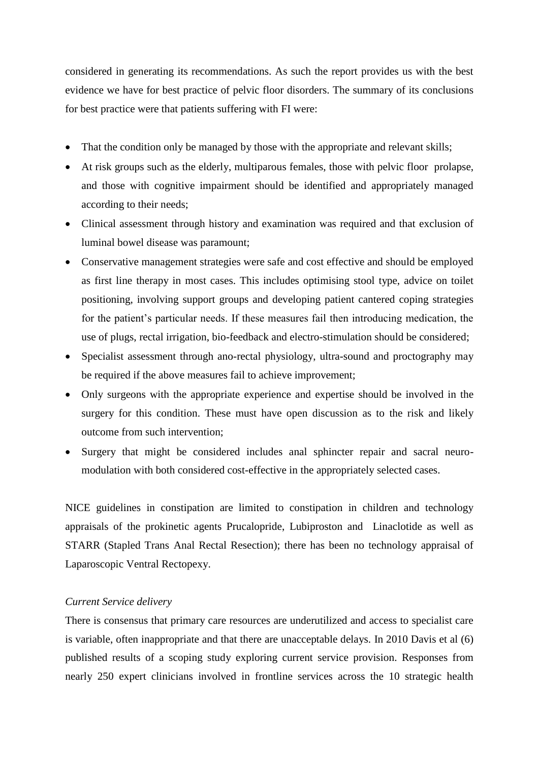considered in generating its recommendations. As such the report provides us with the best evidence we have for best practice of pelvic floor disorders. The summary of its conclusions for best practice were that patients suffering with FI were:

- That the condition only be managed by those with the appropriate and relevant skills;
- At risk groups such as the elderly, multiparous females, those with pelvic floor prolapse, and those with cognitive impairment should be identified and appropriately managed according to their needs;
- Clinical assessment through history and examination was required and that exclusion of luminal bowel disease was paramount;
- Conservative management strategies were safe and cost effective and should be employed as first line therapy in most cases. This includes optimising stool type, advice on toilet positioning, involving support groups and developing patient cantered coping strategies for the patient's particular needs. If these measures fail then introducing medication, the use of plugs, rectal irrigation, bio-feedback and electro-stimulation should be considered;
- Specialist assessment through ano-rectal physiology, ultra-sound and proctography may be required if the above measures fail to achieve improvement;
- Only surgeons with the appropriate experience and expertise should be involved in the surgery for this condition. These must have open discussion as to the risk and likely outcome from such intervention;
- Surgery that might be considered includes anal sphincter repair and sacral neuro-modulation with both considered cost-effective in the appropriately selected cases.

NICE guidelines in constipation are limited to constipation in children and technology appraisals of the prokinetic agents Prucalopride, Lubiproston and Linaclotide as well as STARR (Stapled Trans Anal Rectal Resection); there has been no technology appraisal of Laparoscopic Ventral Rectopexy.

*Current Service delivery*

There is consensus that primary care resources are underutilized and access to specialist care is variable, often inappropriate and that there are unacceptable delays. In 2010 Davis et al (6) published results of a scoping study exploring current service provision. Responses from nearly 250 expert clinicians involved in frontline services across the 10 strategic health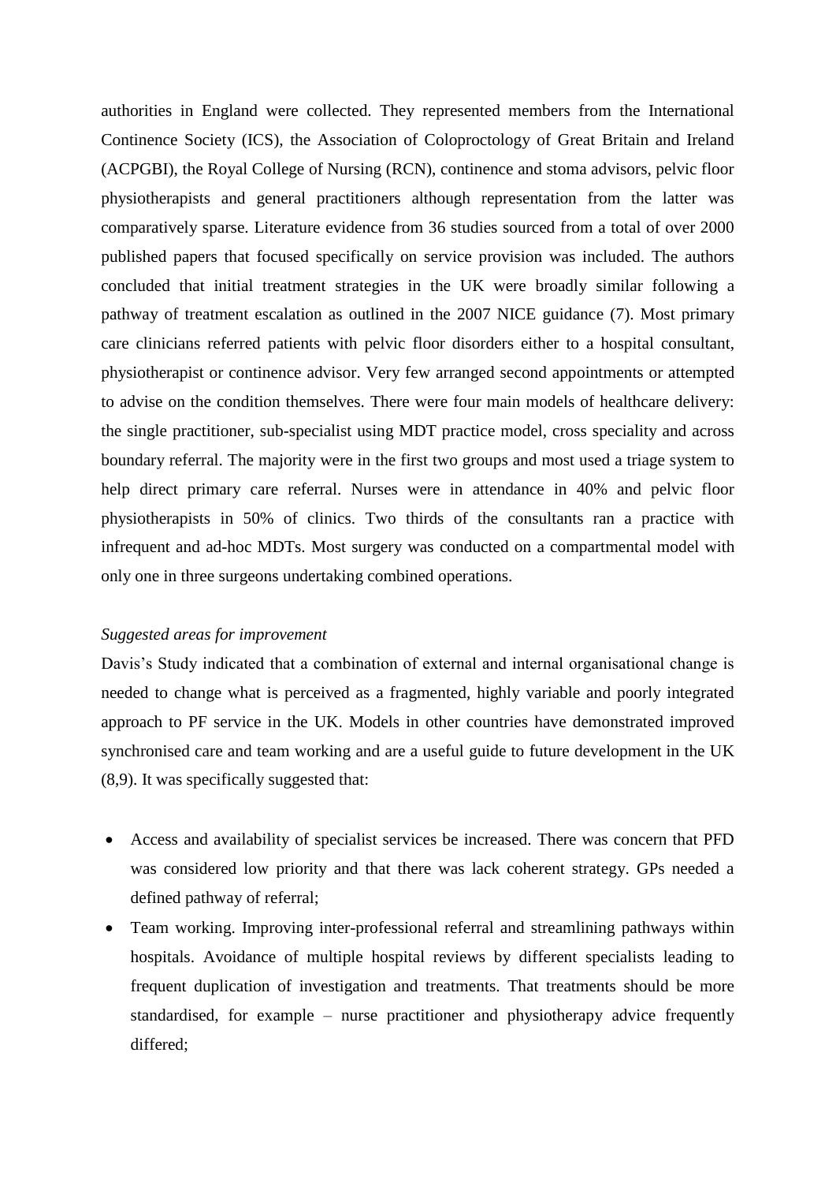authorities in England were collected. They represented members from the International Continence Society (ICS), the Association of Coloproctology of Great Britain and Ireland (ACPGBI), the Royal College of Nursing (RCN), continence and stoma advisors, pelvic floor physiotherapists and general practitioners although representation from the latter was comparatively sparse. Literature evidence from 36 studies sourced from a total of over 2000 published papers that focused specifically on service provision was included. The authors concluded that initial treatment strategies in the UK were broadly similar following a pathway of treatment escalation as outlined in the 2007 NICE guidance (7). Most primary care clinicians referred patients with pelvic floor disorders either to a hospital consultant, physiotherapist or continence advisor. Very few arranged second appointments or attempted to advise on the condition themselves. There were four main models of healthcare delivery: the single practitioner, sub-specialist using MDT practice model, cross speciality and across boundary referral. The majority were in the first two groups and most used a triage system to help direct primary care referral. Nurses were in attendance in 40% and pelvic floor physiotherapists in 50% of clinics. Two thirds of the consultants ran a practice with infrequent and ad-hoc MDTs. Most surgery was conducted on a compartmental model with only one in three surgeons undertaking combined operations.

*Suggested areas for improvement*

Davis's Study indicated that a combination of external and internal organisational change is needed to change what is perceived as a fragmented, highly variable and poorly integrated approach to PF service in the UK. Models in other countries have demonstrated improved synchronised care and team working and are a useful guide to future development in the UK (8,9). It was specifically suggested that:

- Access and availability of specialist services be increased. There was concern that PFD was considered low priority and that there was lack coherent strategy. GPs needed a defined pathway of referral;
- Team working. Improving inter-professional referral and streamlining pathways within hospitals. Avoidance of multiple hospital reviews by different specialists leading to frequent duplication of investigation and treatments. That treatments should be more standardised, for example – nurse practitioner and physiotherapy advice frequently differed;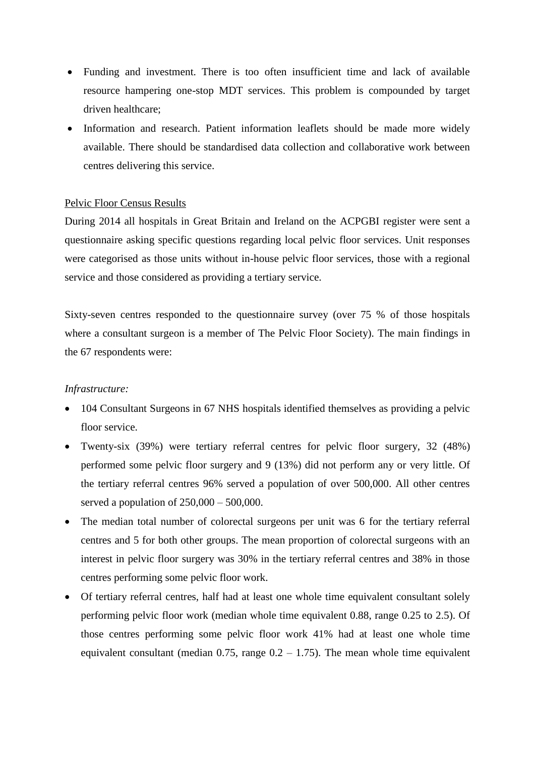- Funding and investment. There is too often insufficient time and lack of available resource hampering one-stop MDT services. This problem is compounded by target driven healthcare;
- Information and research. Patient information leaflets should be made more widely available. There should be standardised data collection and collaborative work between centres delivering this service.

<u>Pelvic Floor Census Results</u>

During 2014 all hospitals in Great Britain and Ireland on the ACPGBI register were sent a questionnaire asking specific questions regarding local pelvic floor services. Unit responses were categorised as those units without in-house pelvic floor services, those with a regional service and those considered as providing a tertiary service.

Sixty-seven centres responded to the questionnaire survey (over 75 % of those hospitals where a consultant surgeon is a member of The Pelvic Floor Society). The main findings in the 67 respondents were:

*Infrastructure:*

- 104 Consultant Surgeons in 67 NHS hospitals identified themselves as providing a pelvic floor service.
- Twenty-six (39%) were tertiary referral centres for pelvic floor surgery, 32 (48%) performed some pelvic floor surgery and 9 (13%) did not perform any or very little. Of the tertiary referral centres 96% served a population of over 500,000. All other centres served a population of 250,000 – 500,000.
- The median total number of colorectal surgeons per unit was 6 for the tertiary referral centres and 5 for both other groups. The mean proportion of colorectal surgeons with an interest in pelvic floor surgery was 30% in the tertiary referral centres and 38% in those centres performing some pelvic floor work.
- Of tertiary referral centres, half had at least one whole time equivalent consultant solely performing pelvic floor work (median whole time equivalent 0.88, range 0.25 to 2.5). Of those centres performing some pelvic floor work 41% had at least one whole time equivalent consultant (median 0.75, range 0.2 – 1.75). The mean whole time equivalent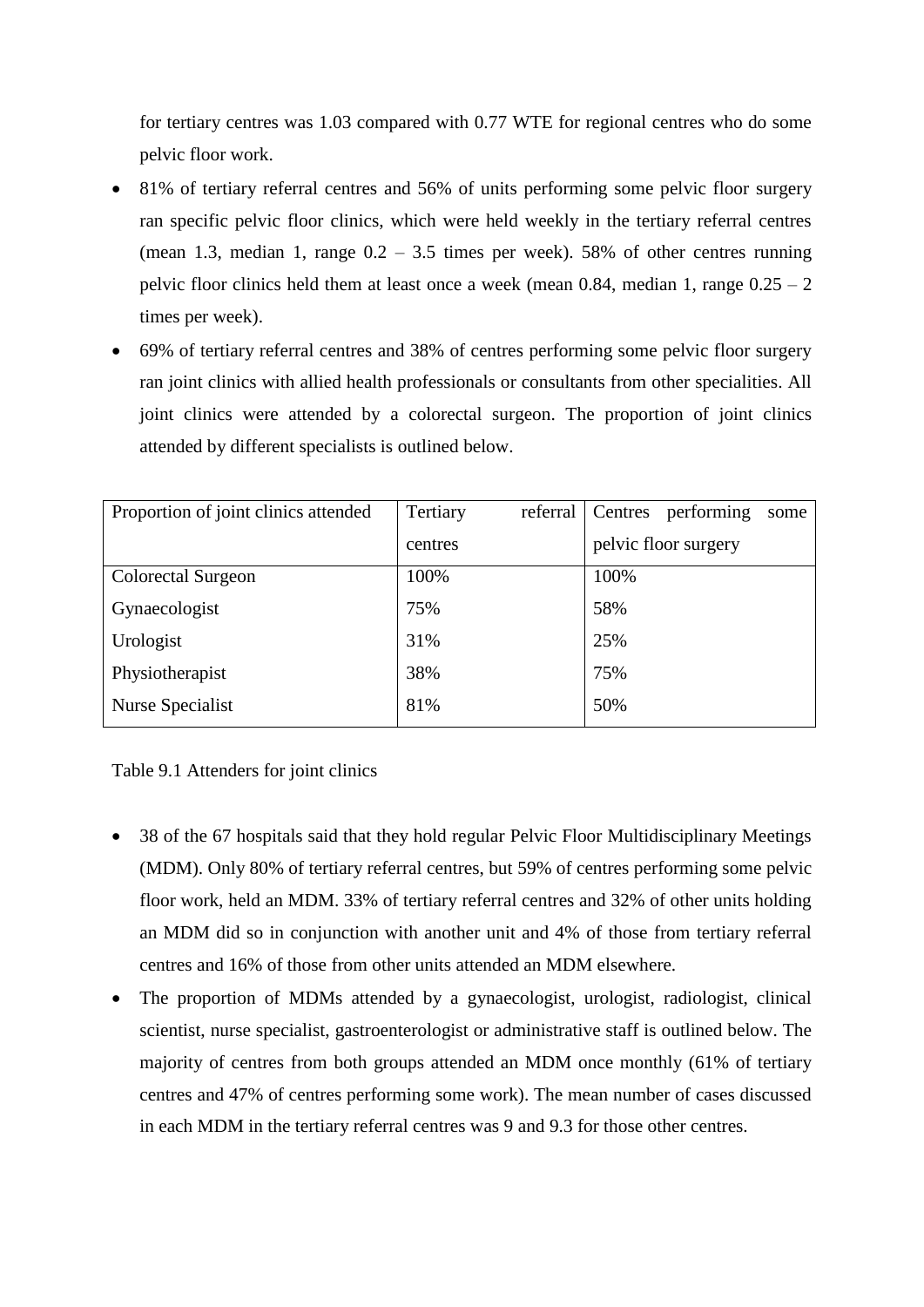for tertiary centres was 1.03 compared with 0.77 WTE for regional centres who do some pelvic floor work.

- 81% of tertiary referral centres and 56% of units performing some pelvic floor surgery ran specific pelvic floor clinics, which were held weekly in the tertiary referral centres (mean 1.3, median 1, range 0.2 – 3.5 times per week). 58% of other centres running pelvic floor clinics held them at least once a week (mean 0.84, median 1, range 0.25 – 2 times per week).
- 69% of tertiary referral centres and 38% of centres performing some pelvic floor surgery ran joint clinics with allied health professionals or consultants from other specialities. All joint clinics were attended by a colorectal surgeon. The proportion of joint clinics attended by different specialists is outlined below.

| Proportion of joint clinics attended | Tertiary referral centres | Centres performing some pelvic floor surgery |
|---|---|---|
| Colorectal Surgeon | 100% | 100% |
| Gynaecologist | 75% | 58% |
| Urologist | 31% | 25% |
| Physiotherapist | 38% | 75% |
| Nurse Specialist | 81% | 50% |

Table 9.1 Attenders for joint clinics

- 38 of the 67 hospitals said that they hold regular Pelvic Floor Multidisciplinary Meetings (MDM). Only 80% of tertiary referral centres, but 59% of centres performing some pelvic floor work, held an MDM. 33% of tertiary referral centres and 32% of other units holding an MDM did so in conjunction with another unit and 4% of those from tertiary referral centres and 16% of those from other units attended an MDM elsewhere.
- The proportion of MDMs attended by a gynaecologist, urologist, radiologist, clinical scientist, nurse specialist, gastroenterologist or administrative staff is outlined below. The majority of centres from both groups attended an MDM once monthly (61% of tertiary centres and 47% of centres performing some work). The mean number of cases discussed in each MDM in the tertiary referral centres was 9 and 9.3 for those other centres.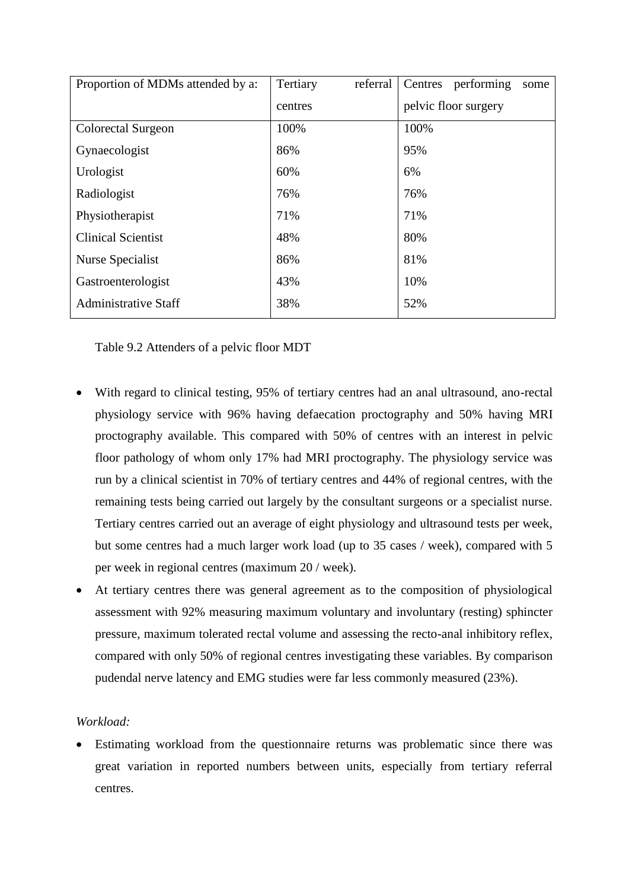| Proportion of MDMs attended by a: | Tertiary referral centres | Centres performing some pelvic floor surgery |
|---|---|---|
| Colorectal Surgeon | 100% | 100% |
| Gynaecologist | 86% | 95% |
| Urologist | 60% | 6% |
| Radiologist | 76% | 76% |
| Physiotherapist | 71% | 71% |
| Clinical Scientist | 48% | 80% |
| Nurse Specialist | 86% | 81% |
| Gastroenterologist | 43% | 10% |
| Administrative Staff | 38% | 52% |

Table 9.2 Attenders of a pelvic floor MDT

- With regard to clinical testing, 95% of tertiary centres had an anal ultrasound, ano-rectal physiology service with 96% having defaecation proctography and 50% having MRI proctography available. This compared with 50% of centres with an interest in pelvic floor pathology of whom only 17% had MRI proctography. The physiology service was run by a clinical scientist in 70% of tertiary centres and 44% of regional centres, with the remaining tests being carried out largely by the consultant surgeons or a specialist nurse. Tertiary centres carried out an average of eight physiology and ultrasound tests per week, but some centres had a much larger work load (up to 35 cases / week), compared with 5 per week in regional centres (maximum 20 / week).
- At tertiary centres there was general agreement as to the composition of physiological assessment with 92% measuring maximum voluntary and involuntary (resting) sphincter pressure, maximum tolerated rectal volume and assessing the recto-anal inhibitory reflex, compared with only 50% of regional centres investigating these variables. By comparison pudendal nerve latency and EMG studies were far less commonly measured (23%).

*Workload:*

- Estimating workload from the questionnaire returns was problematic since there was great variation in reported numbers between units, especially from tertiary referral centres.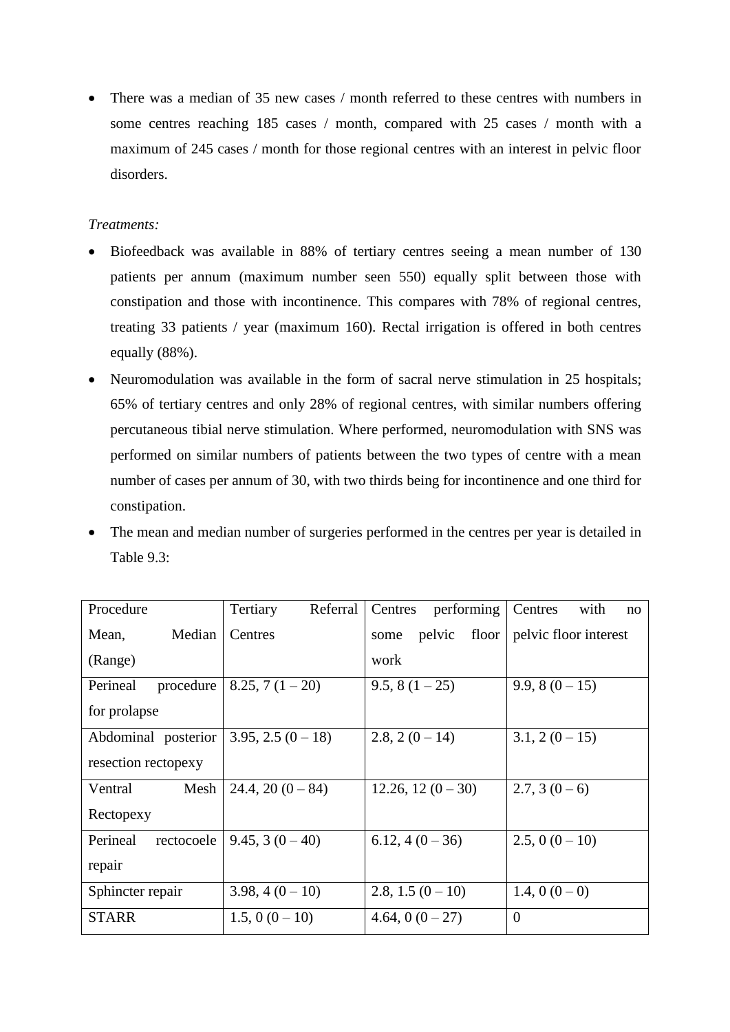- There was a median of 35 new cases / month referred to these centres with numbers in some centres reaching 185 cases / month, compared with 25 cases / month with a maximum of 245 cases / month for those regional centres with an interest in pelvic floor disorders.

*Treatments:*

- Biofeedback was available in 88% of tertiary centres seeing a mean number of 130 patients per annum (maximum number seen 550) equally split between those with constipation and those with incontinence. This compares with 78% of regional centres, treating 33 patients / year (maximum 160). Rectal irrigation is offered in both centres equally (88%).
- Neuromodulation was available in the form of sacral nerve stimulation in 25 hospitals; 65% of tertiary centres and only 28% of regional centres, with similar numbers offering percutaneous tibial nerve stimulation. Where performed, neuromodulation with SNS was performed on similar numbers of patients between the two types of centre with a mean number of cases per annum of 30, with two thirds being for incontinence and one third for constipation.
- The mean and median number of surgeries performed in the centres per year is detailed in Table 9.3:

| Procedure Mean, Median (Range) | Tertiary Referral Centres | Centres performing some pelvic floor work | Centres with no pelvic floor interest |
|---|---|---|---|
| Perineal procedure for prolapse | 8.25, 7 (1 – 20) | 9.5, 8 (1 – 25) | 9.9, 8 (0 – 15) |
| Abdominal posterior resection rectopexy | 3.95, 2.5 (0 – 18) | 2.8, 2 (0 – 14) | 3.1, 2 (0 – 15) |
| Ventral Mesh Rectopexy | 24.4, 20 (0 – 84) | 12.26, 12 (0 – 30) | 2.7, 3 (0 – 6) |
| Perineal rectocoele repair | 9.45, 3 (0 – 40) | 6.12, 4 (0 – 36) | 2.5, 0 (0 – 10) |
| Sphincter repair | 3.98, 4 (0 – 10) | 2.8, 1.5 (0 – 10) | 1.4, 0 (0 – 0) |
| STARR | 1.5, 0 (0 – 10) | 4.64, 0 (0 – 27) | 0 |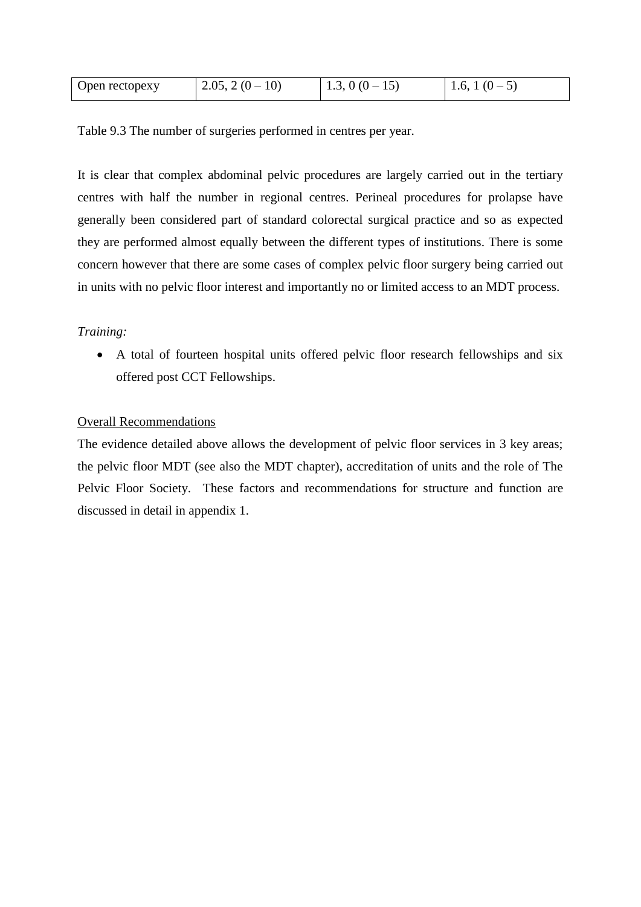| Open rectopexy | 2.05, 2 (0 – 10) | 1.3, 0 (0 – 15) | 1.6, 1 (0 – 5) |
|---|---|---|---|

Table 9.3 The number of surgeries performed in centres per year.

It is clear that complex abdominal pelvic procedures are largely carried out in the tertiary centres with half the number in regional centres. Perineal procedures for prolapse have generally been considered part of standard colorectal surgical practice and so as expected they are performed almost equally between the different types of institutions. There is some concern however that there are some cases of complex pelvic floor surgery being carried out in units with no pelvic floor interest and importantly no or limited access to an MDT process.

*Training:*

- A total of fourteen hospital units offered pelvic floor research fellowships and six offered post CCT Fellowships.

<u>Overall Recommendations</u>

The evidence detailed above allows the development of pelvic floor services in 3 key areas; the pelvic floor MDT (see also the MDT chapter), accreditation of units and the role of The Pelvic Floor Society. These factors and recommendations for structure and function are discussed in detail in appendix 1.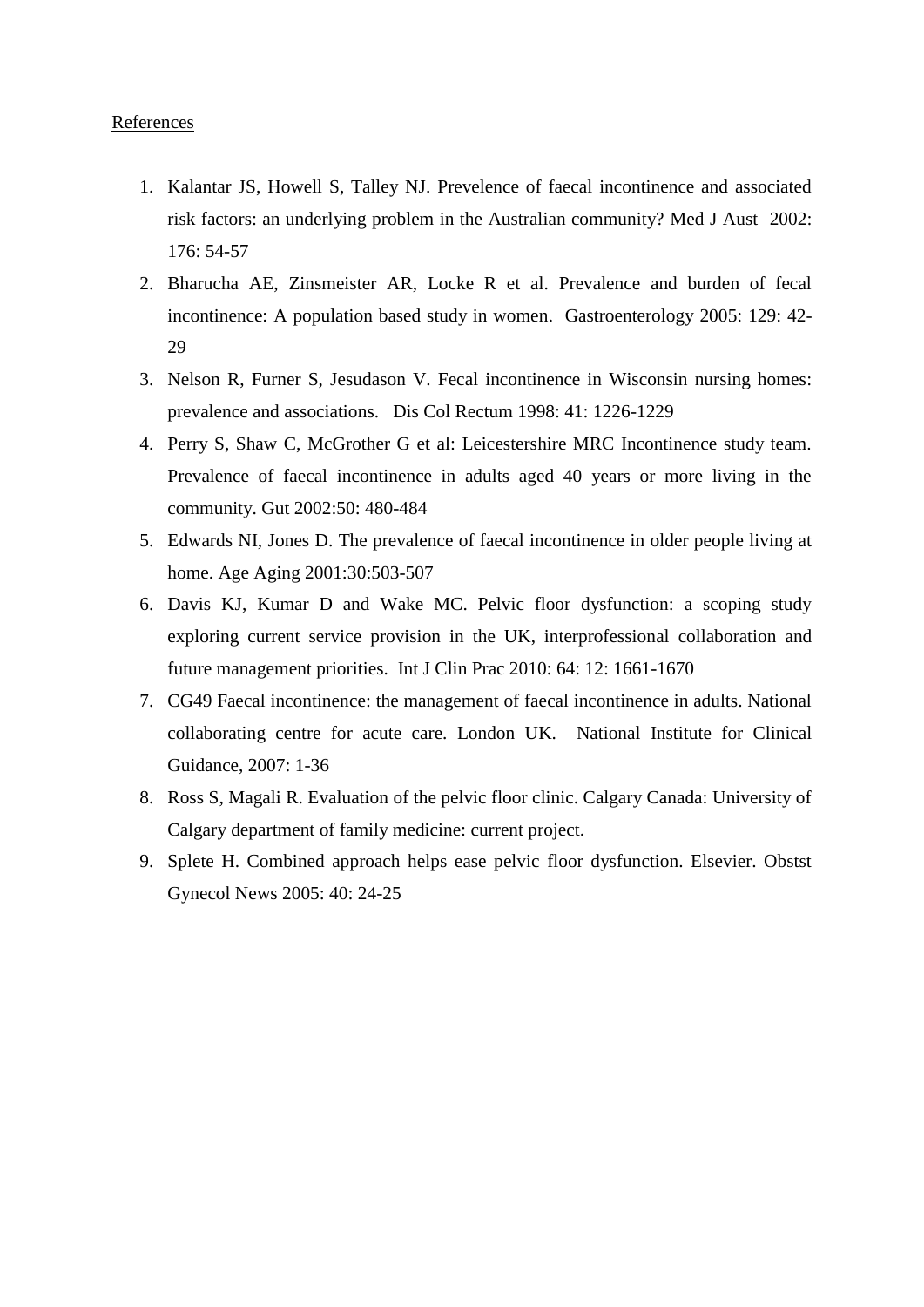References

1. Kalantar JS, Howell S, Talley NJ. Prevelence of faecal incontinence and associated risk factors: an underlying problem in the Australian community? Med J Aust 2002: 176: 54-57
2. Bharucha AE, Zinsmeister AR, Locke R et al. Prevalence and burden of fecal incontinence: A population based study in women. Gastroenterology 2005: 129: 42-29
3. Nelson R, Furner S, Jesudason V. Fecal incontinence in Wisconsin nursing homes: prevalence and associations. Dis Col Rectum 1998: 41: 1226-1229
4. Perry S, Shaw C, McGrother G et al: Leicestershire MRC Incontinence study team. Prevalence of faecal incontinence in adults aged 40 years or more living in the community. Gut 2002:50: 480-484
5. Edwards NI, Jones D. The prevalence of faecal incontinence in older people living at home. Age Aging 2001:30:503-507
6. Davis KJ, Kumar D and Wake MC. Pelvic floor dysfunction: a scoping study exploring current service provision in the UK, interprofessional collaboration and future management priorities. Int J Clin Prac 2010: 64: 12: 1661-1670
7. CG49 Faecal incontinence: the management of faecal incontinence in adults. National collaborating centre for acute care. London UK. National Institute for Clinical Guidance, 2007: 1-36
8. Ross S, Magali R. Evaluation of the pelvic floor clinic. Calgary Canada: University of Calgary department of family medicine: current project.
9. Splete H. Combined approach helps ease pelvic floor dysfunction. Elsevier. Obstst Gynecol News 2005: 40: 24-25